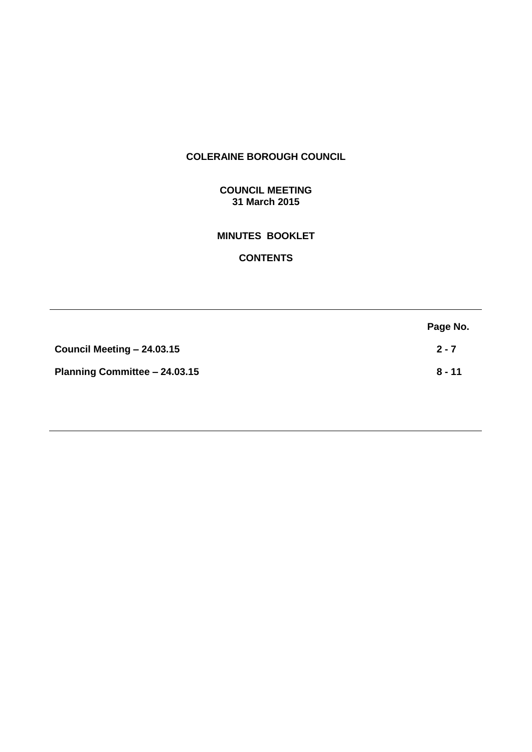**COLERAINE BOROUGH COUNCIL**

**COUNCIL MEETING**
**31 March 2015**

**MINUTES BOOKLET**

**CONTENTS**

| | Page No. |
|---|---|
| **Council Meeting – 24.03.15** | **2 - 7** |
| **Planning Committee – 24.03.15** | **8 - 11** |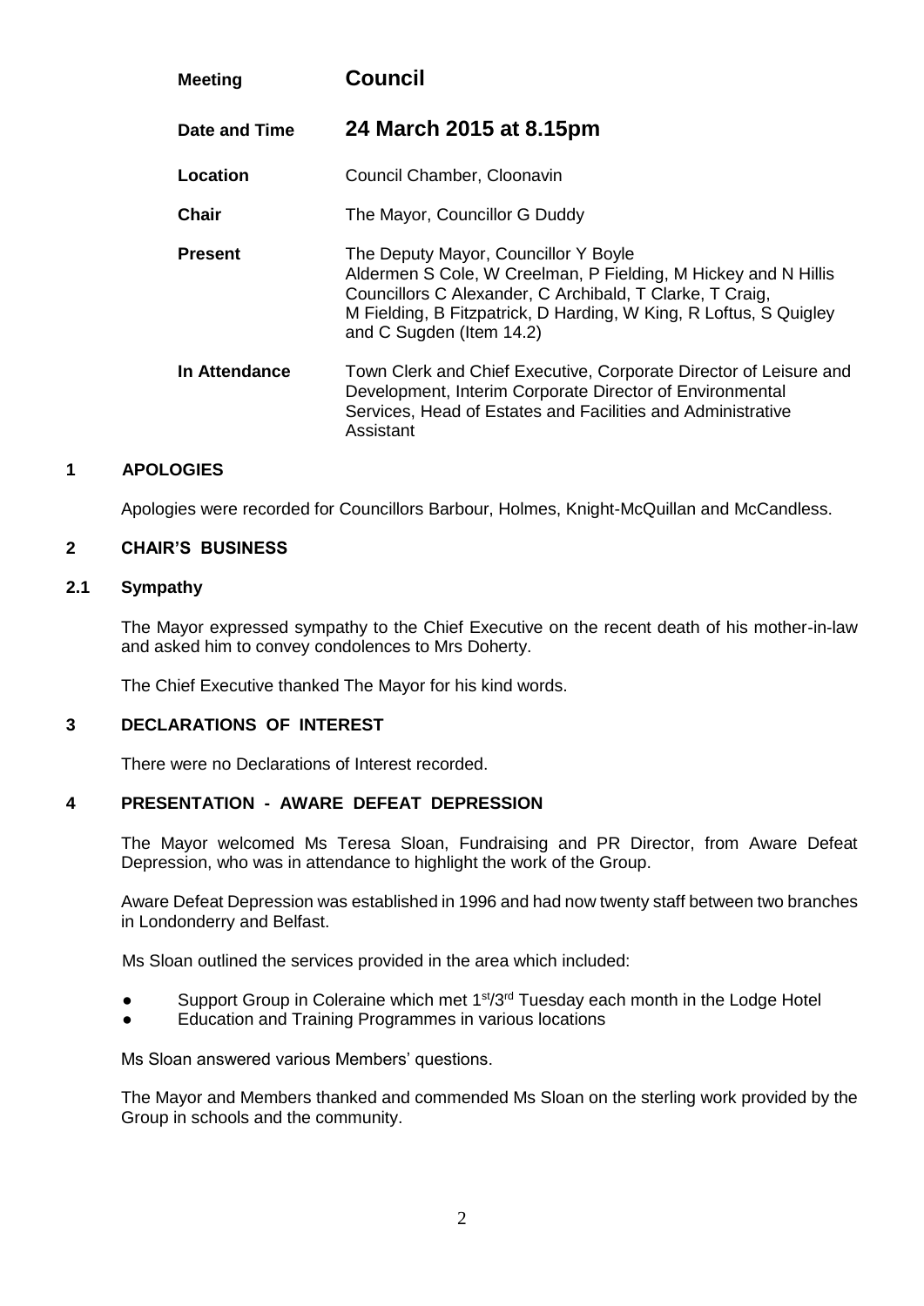| | |
|---|---|
| **Meeting** | **Council** |
| **Date and Time** | **24 March 2015 at 8.15pm** |
| **Location** | Council Chamber, Cloonavin |
| **Chair** | The Mayor, Councillor G Duddy |
| **Present** | The Deputy Mayor, Councillor Y Boyle<br>Aldermen S Cole, W Creelman, P Fielding, M Hickey and N Hillis<br>Councillors C Alexander, C Archibald, T Clarke, T Craig,<br>M Fielding, B Fitzpatrick, D Harding, W King, R Loftus, S Quigley and C Sugden (Item 14.2) |
| **In Attendance** | Town Clerk and Chief Executive, Corporate Director of Leisure and Development, Interim Corporate Director of Environmental Services, Head of Estates and Facilities and Administrative Assistant |

## 1 APOLOGIES

Apologies were recorded for Councillors Barbour, Holmes, Knight-McQuillan and McCandless.

## 2 CHAIR'S BUSINESS

### 2.1 Sympathy

The Mayor expressed sympathy to the Chief Executive on the recent death of his mother-in-law and asked him to convey condolences to Mrs Doherty.

The Chief Executive thanked The Mayor for his kind words.

## 3 DECLARATIONS OF INTEREST

There were no Declarations of Interest recorded.

## 4 PRESENTATION - AWARE DEFEAT DEPRESSION

The Mayor welcomed Ms Teresa Sloan, Fundraising and PR Director, from Aware Defeat Depression, who was in attendance to highlight the work of the Group.

Aware Defeat Depression was established in 1996 and had now twenty staff between two branches in Londonderry and Belfast.

Ms Sloan outlined the services provided in the area which included:

- Support Group in Coleraine which met 1st/3rd Tuesday each month in the Lodge Hotel
- Education and Training Programmes in various locations

Ms Sloan answered various Members' questions.

The Mayor and Members thanked and commended Ms Sloan on the sterling work provided by the Group in schools and the community.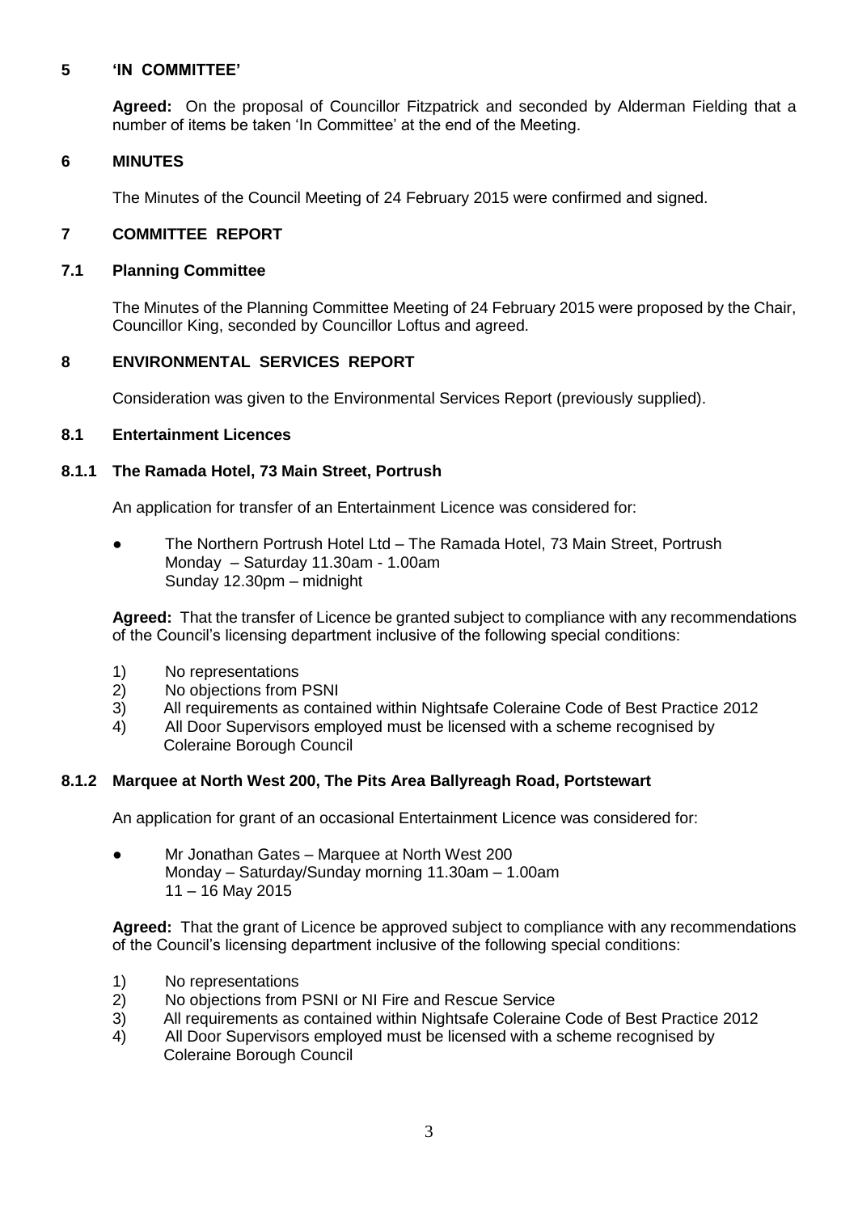## 5 'IN COMMITTEE'

**Agreed:** On the proposal of Councillor Fitzpatrick and seconded by Alderman Fielding that a number of items be taken 'In Committee' at the end of the Meeting.

## 6 MINUTES

The Minutes of the Council Meeting of 24 February 2015 were confirmed and signed.

## 7 COMMITTEE REPORT

### 7.1 Planning Committee

The Minutes of the Planning Committee Meeting of 24 February 2015 were proposed by the Chair, Councillor King, seconded by Councillor Loftus and agreed.

## 8 ENVIRONMENTAL SERVICES REPORT

Consideration was given to the Environmental Services Report (previously supplied).

### 8.1 Entertainment Licences

#### 8.1.1 The Ramada Hotel, 73 Main Street, Portrush

An application for transfer of an Entertainment Licence was considered for:

- The Northern Portrush Hotel Ltd – The Ramada Hotel, 73 Main Street, Portrush
  Monday – Saturday 11.30am - 1.00am
  Sunday 12.30pm – midnight

**Agreed:** That the transfer of Licence be granted subject to compliance with any recommendations of the Council's licensing department inclusive of the following special conditions:

1) No representations
2) No objections from PSNI
3) All requirements as contained within Nightsafe Coleraine Code of Best Practice 2012
4) All Door Supervisors employed must be licensed with a scheme recognised by Coleraine Borough Council

#### 8.1.2 Marquee at North West 200, The Pits Area Ballyreagh Road, Portstewart

An application for grant of an occasional Entertainment Licence was considered for:

- Mr Jonathan Gates – Marquee at North West 200
  Monday – Saturday/Sunday morning 11.30am – 1.00am
  11 – 16 May 2015

**Agreed:** That the grant of Licence be approved subject to compliance with any recommendations of the Council's licensing department inclusive of the following special conditions:

1) No representations
2) No objections from PSNI or NI Fire and Rescue Service
3) All requirements as contained within Nightsafe Coleraine Code of Best Practice 2012
4) All Door Supervisors employed must be licensed with a scheme recognised by Coleraine Borough Council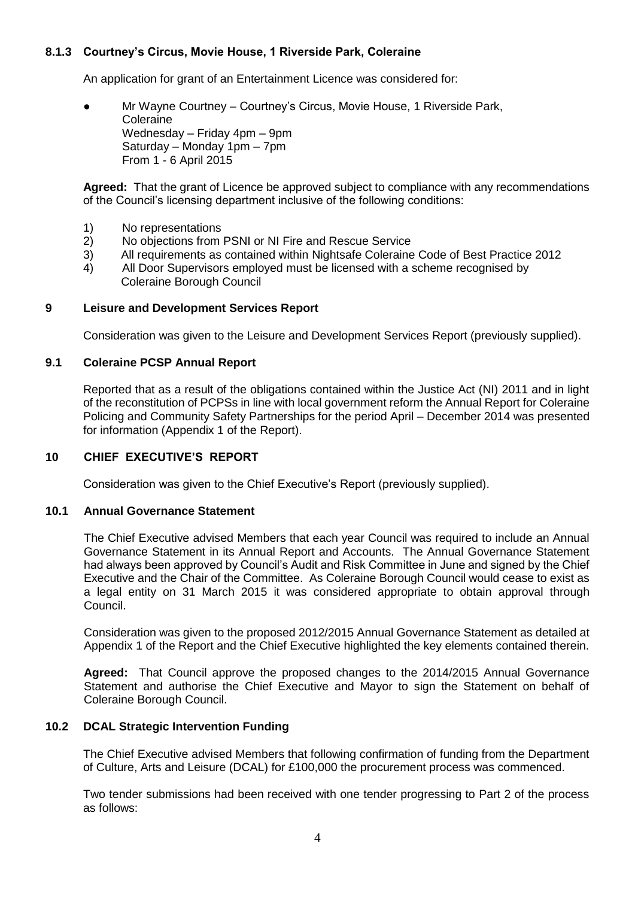### 8.1.3 Courtney's Circus, Movie House, 1 Riverside Park, Coleraine

An application for grant of an Entertainment Licence was considered for:

- Mr Wayne Courtney – Courtney's Circus, Movie House, 1 Riverside Park, Coleraine
  Wednesday – Friday 4pm – 9pm
  Saturday – Monday 1pm – 7pm
  From 1 - 6 April 2015

**Agreed:** That the grant of Licence be approved subject to compliance with any recommendations of the Council's licensing department inclusive of the following conditions:

1) No representations
2) No objections from PSNI or NI Fire and Rescue Service
3) All requirements as contained within Nightsafe Coleraine Code of Best Practice 2012
4) All Door Supervisors employed must be licensed with a scheme recognised by Coleraine Borough Council

## 9 Leisure and Development Services Report

Consideration was given to the Leisure and Development Services Report (previously supplied).

### 9.1 Coleraine PCSP Annual Report

Reported that as a result of the obligations contained within the Justice Act (NI) 2011 and in light of the reconstitution of PCPSs in line with local government reform the Annual Report for Coleraine Policing and Community Safety Partnerships for the period April – December 2014 was presented for information (Appendix 1 of the Report).

## 10 CHIEF EXECUTIVE'S REPORT

Consideration was given to the Chief Executive's Report (previously supplied).

### 10.1 Annual Governance Statement

The Chief Executive advised Members that each year Council was required to include an Annual Governance Statement in its Annual Report and Accounts. The Annual Governance Statement had always been approved by Council's Audit and Risk Committee in June and signed by the Chief Executive and the Chair of the Committee. As Coleraine Borough Council would cease to exist as a legal entity on 31 March 2015 it was considered appropriate to obtain approval through Council.

Consideration was given to the proposed 2012/2015 Annual Governance Statement as detailed at Appendix 1 of the Report and the Chief Executive highlighted the key elements contained therein.

**Agreed:** That Council approve the proposed changes to the 2014/2015 Annual Governance Statement and authorise the Chief Executive and Mayor to sign the Statement on behalf of Coleraine Borough Council.

### 10.2 DCAL Strategic Intervention Funding

The Chief Executive advised Members that following confirmation of funding from the Department of Culture, Arts and Leisure (DCAL) for £100,000 the procurement process was commenced.

Two tender submissions had been received with one tender progressing to Part 2 of the process as follows: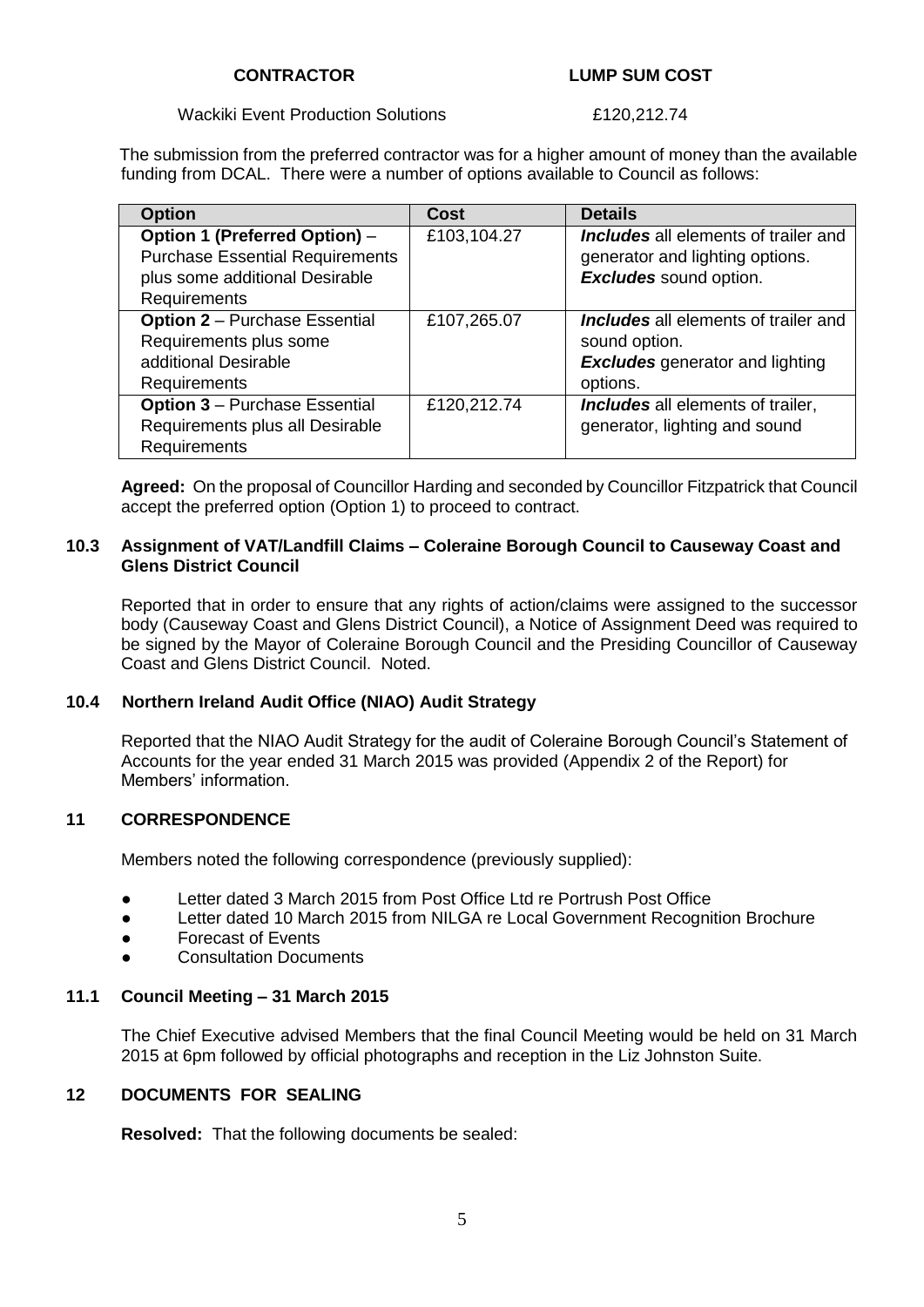| CONTRACTOR | LUMP SUM COST |
|---|---|
| Wackiki Event Production Solutions | £120,212.74 |

The submission from the preferred contractor was for a higher amount of money than the available funding from DCAL. There were a number of options available to Council as follows:

| Option | Cost | Details |
|---|---|---|
| **Option 1 (Preferred Option)** – Purchase Essential Requirements plus some additional Desirable Requirements | £103,104.27 | ***Includes*** all elements of trailer and generator and lighting options. ***Excludes*** sound option. |
| **Option 2** – Purchase Essential Requirements plus some additional Desirable Requirements | £107,265.07 | ***Includes*** all elements of trailer and sound option. ***Excludes*** generator and lighting options. |
| **Option 3** – Purchase Essential Requirements plus all Desirable Requirements | £120,212.74 | ***Includes*** all elements of trailer, generator, lighting and sound |

**Agreed:** On the proposal of Councillor Harding and seconded by Councillor Fitzpatrick that Council accept the preferred option (Option 1) to proceed to contract.

### 10.3 Assignment of VAT/Landfill Claims – Coleraine Borough Council to Causeway Coast and Glens District Council

Reported that in order to ensure that any rights of action/claims were assigned to the successor body (Causeway Coast and Glens District Council), a Notice of Assignment Deed was required to be signed by the Mayor of Coleraine Borough Council and the Presiding Councillor of Causeway Coast and Glens District Council. Noted.

### 10.4 Northern Ireland Audit Office (NIAO) Audit Strategy

Reported that the NIAO Audit Strategy for the audit of Coleraine Borough Council's Statement of Accounts for the year ended 31 March 2015 was provided (Appendix 2 of the Report) for Members' information.

## 11 CORRESPONDENCE

Members noted the following correspondence (previously supplied):

- Letter dated 3 March 2015 from Post Office Ltd re Portrush Post Office
- Letter dated 10 March 2015 from NILGA re Local Government Recognition Brochure
- Forecast of Events
- Consultation Documents

### 11.1 Council Meeting – 31 March 2015

The Chief Executive advised Members that the final Council Meeting would be held on 31 March 2015 at 6pm followed by official photographs and reception in the Liz Johnston Suite.

## 12 DOCUMENTS FOR SEALING

**Resolved:** That the following documents be sealed: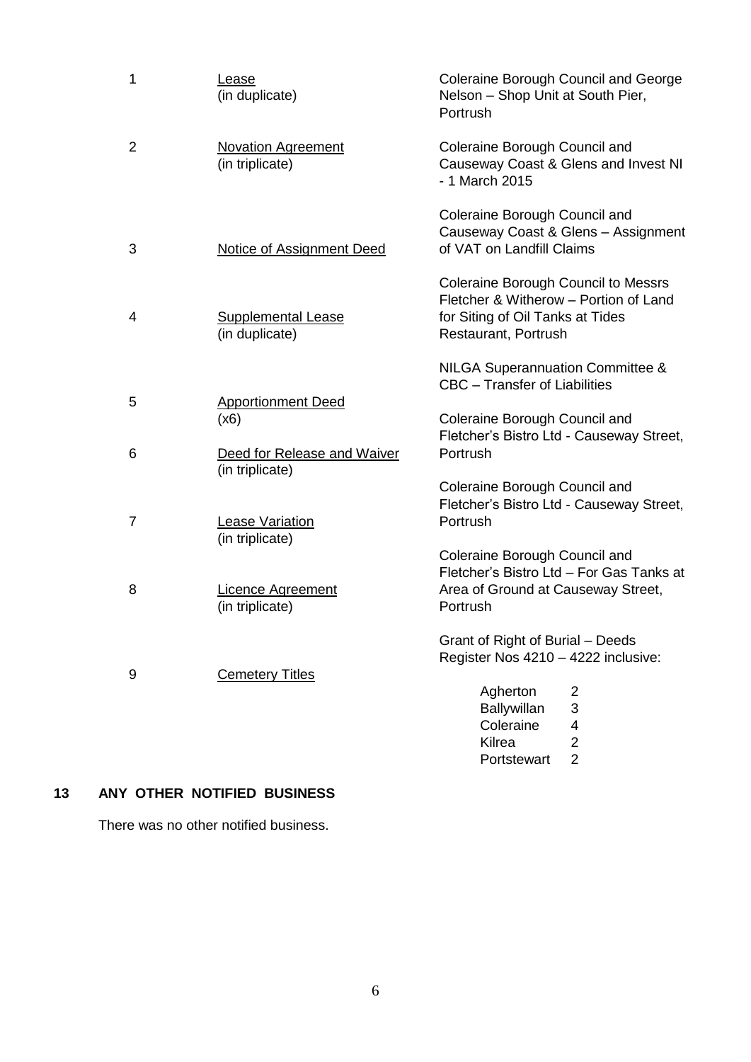| | | |
|---|---|---|
| 1 | Lease (in duplicate) | Coleraine Borough Council and George Nelson – Shop Unit at South Pier, Portrush |
| 2 | Novation Agreement (in triplicate) | Coleraine Borough Council and Causeway Coast & Glens and Invest NI - 1 March 2015 |
| 3 | Notice of Assignment Deed | Coleraine Borough Council and Causeway Coast & Glens – Assignment of VAT on Landfill Claims |
| 4 | Supplemental Lease (in duplicate) | Coleraine Borough Council to Messrs Fletcher & Witherow – Portion of Land for Siting of Oil Tanks at Tides Restaurant, Portrush |
| 5 | Apportionment Deed (x6) | NILGA Superannuation Committee & CBC – Transfer of Liabilities |
| 6 | Deed for Release and Waiver (in triplicate) | Coleraine Borough Council and Fletcher's Bistro Ltd - Causeway Street, Portrush |
| 7 | Lease Variation (in triplicate) | Coleraine Borough Council and Fletcher's Bistro Ltd - Causeway Street, Portrush |
| 8 | Licence Agreement (in triplicate) | Coleraine Borough Council and Fletcher's Bistro Ltd – For Gas Tanks at Area of Ground at Causeway Street, Portrush |
| 9 | Cemetery Titles | Grant of Right of Burial – Deeds Register Nos 4210 – 4222 inclusive: |

| | |
|---|---|
| Agherton | 2 |
| Ballywillan | 3 |
| Coleraine | 4 |
| Kilrea | 2 |
| Portstewart | 2 |

## 13 ANY OTHER NOTIFIED BUSINESS

There was no other notified business.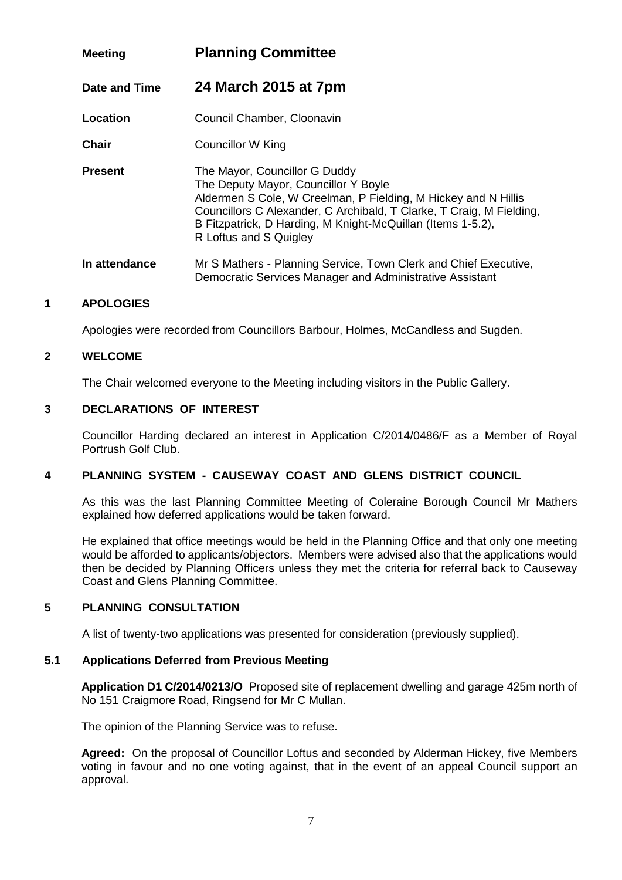| | |
|---|---|
| **Meeting** | **Planning Committee** |
| **Date and Time** | **24 March 2015 at 7pm** |
| **Location** | Council Chamber, Cloonavin |
| **Chair** | Councillor W King |
| **Present** | The Mayor, Councillor G Duddy<br>The Deputy Mayor, Councillor Y Boyle<br>Aldermen S Cole, W Creelman, P Fielding, M Hickey and N Hillis<br>Councillors C Alexander, C Archibald, T Clarke, T Craig, M Fielding, B Fitzpatrick, D Harding, M Knight-McQuillan (Items 1-5.2), R Loftus and S Quigley |
| **In attendance** | Mr S Mathers - Planning Service, Town Clerk and Chief Executive, Democratic Services Manager and Administrative Assistant |

## 1 APOLOGIES

Apologies were recorded from Councillors Barbour, Holmes, McCandless and Sugden.

## 2 WELCOME

The Chair welcomed everyone to the Meeting including visitors in the Public Gallery.

## 3 DECLARATIONS OF INTEREST

Councillor Harding declared an interest in Application C/2014/0486/F as a Member of Royal Portrush Golf Club.

## 4 PLANNING SYSTEM - CAUSEWAY COAST AND GLENS DISTRICT COUNCIL

As this was the last Planning Committee Meeting of Coleraine Borough Council Mr Mathers explained how deferred applications would be taken forward.

He explained that office meetings would be held in the Planning Office and that only one meeting would be afforded to applicants/objectors. Members were advised also that the applications would then be decided by Planning Officers unless they met the criteria for referral back to Causeway Coast and Glens Planning Committee.

## 5 PLANNING CONSULTATION

A list of twenty-two applications was presented for consideration (previously supplied).

### 5.1 Applications Deferred from Previous Meeting

**Application D1 C/2014/0213/O** Proposed site of replacement dwelling and garage 425m north of No 151 Craigmore Road, Ringsend for Mr C Mullan.

The opinion of the Planning Service was to refuse.

**Agreed:** On the proposal of Councillor Loftus and seconded by Alderman Hickey, five Members voting in favour and no one voting against, that in the event of an appeal Council support an approval.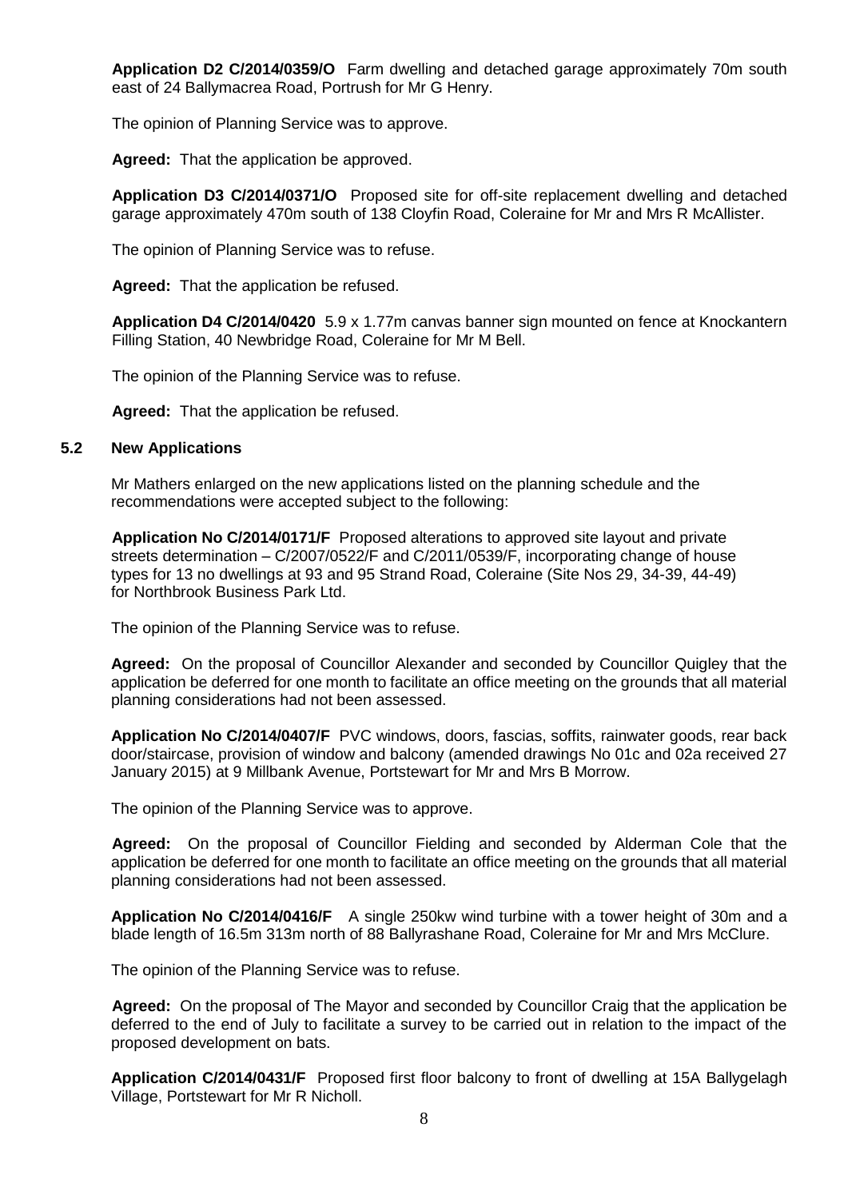**Application D2 C/2014/0359/O** Farm dwelling and detached garage approximately 70m south east of 24 Ballymacrea Road, Portrush for Mr G Henry.

The opinion of Planning Service was to approve.

**Agreed:** That the application be approved.

**Application D3 C/2014/0371/O** Proposed site for off-site replacement dwelling and detached garage approximately 470m south of 138 Cloyfin Road, Coleraine for Mr and Mrs R McAllister.

The opinion of Planning Service was to refuse.

**Agreed:** That the application be refused.

**Application D4 C/2014/0420** 5.9 x 1.77m canvas banner sign mounted on fence at Knockantern Filling Station, 40 Newbridge Road, Coleraine for Mr M Bell.

The opinion of the Planning Service was to refuse.

**Agreed:** That the application be refused.

### 5.2 New Applications

Mr Mathers enlarged on the new applications listed on the planning schedule and the recommendations were accepted subject to the following:

**Application No C/2014/0171/F** Proposed alterations to approved site layout and private streets determination – C/2007/0522/F and C/2011/0539/F, incorporating change of house types for 13 no dwellings at 93 and 95 Strand Road, Coleraine (Site Nos 29, 34-39, 44-49) for Northbrook Business Park Ltd.

The opinion of the Planning Service was to refuse.

**Agreed:** On the proposal of Councillor Alexander and seconded by Councillor Quigley that the application be deferred for one month to facilitate an office meeting on the grounds that all material planning considerations had not been assessed.

**Application No C/2014/0407/F** PVC windows, doors, fascias, soffits, rainwater goods, rear back door/staircase, provision of window and balcony (amended drawings No 01c and 02a received 27 January 2015) at 9 Millbank Avenue, Portstewart for Mr and Mrs B Morrow.

The opinion of the Planning Service was to approve.

**Agreed:** On the proposal of Councillor Fielding and seconded by Alderman Cole that the application be deferred for one month to facilitate an office meeting on the grounds that all material planning considerations had not been assessed.

**Application No C/2014/0416/F** A single 250kw wind turbine with a tower height of 30m and a blade length of 16.5m 313m north of 88 Ballyrashane Road, Coleraine for Mr and Mrs McClure.

The opinion of the Planning Service was to refuse.

**Agreed:** On the proposal of The Mayor and seconded by Councillor Craig that the application be deferred to the end of July to facilitate a survey to be carried out in relation to the impact of the proposed development on bats.

**Application C/2014/0431/F** Proposed first floor balcony to front of dwelling at 15A Ballygelagh Village, Portstewart for Mr R Nicholl.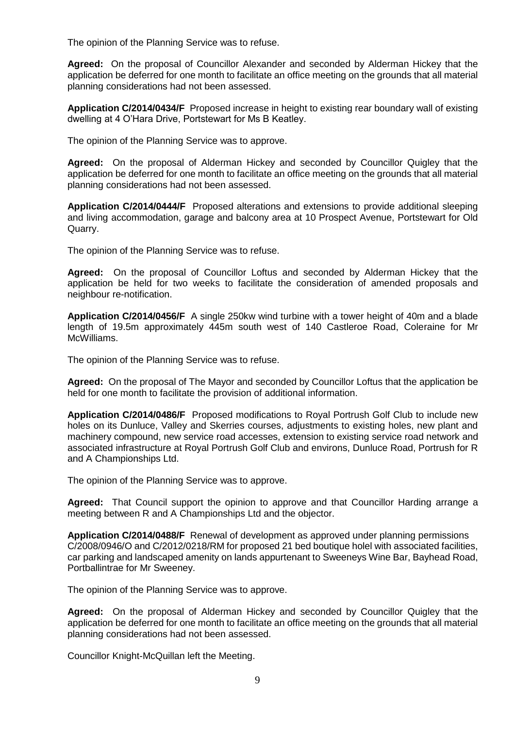The opinion of the Planning Service was to refuse.

**Agreed:** On the proposal of Councillor Alexander and seconded by Alderman Hickey that the application be deferred for one month to facilitate an office meeting on the grounds that all material planning considerations had not been assessed.

**Application C/2014/0434/F** Proposed increase in height to existing rear boundary wall of existing dwelling at 4 O'Hara Drive, Portstewart for Ms B Keatley.

The opinion of the Planning Service was to approve.

**Agreed:** On the proposal of Alderman Hickey and seconded by Councillor Quigley that the application be deferred for one month to facilitate an office meeting on the grounds that all material planning considerations had not been assessed.

**Application C/2014/0444/F** Proposed alterations and extensions to provide additional sleeping and living accommodation, garage and balcony area at 10 Prospect Avenue, Portstewart for Old Quarry.

The opinion of the Planning Service was to refuse.

**Agreed:** On the proposal of Councillor Loftus and seconded by Alderman Hickey that the application be held for two weeks to facilitate the consideration of amended proposals and neighbour re-notification.

**Application C/2014/0456/F** A single 250kw wind turbine with a tower height of 40m and a blade length of 19.5m approximately 445m south west of 140 Castleroe Road, Coleraine for Mr McWilliams.

The opinion of the Planning Service was to refuse.

**Agreed:** On the proposal of The Mayor and seconded by Councillor Loftus that the application be held for one month to facilitate the provision of additional information.

**Application C/2014/0486/F** Proposed modifications to Royal Portrush Golf Club to include new holes on its Dunluce, Valley and Skerries courses, adjustments to existing holes, new plant and machinery compound, new service road accesses, extension to existing service road network and associated infrastructure at Royal Portrush Golf Club and environs, Dunluce Road, Portrush for R and A Championships Ltd.

The opinion of the Planning Service was to approve.

**Agreed:** That Council support the opinion to approve and that Councillor Harding arrange a meeting between R and A Championships Ltd and the objector.

**Application C/2014/0488/F** Renewal of development as approved under planning permissions C/2008/0946/O and C/2012/0218/RM for proposed 21 bed boutique holel with associated facilities, car parking and landscaped amenity on lands appurtenant to Sweeneys Wine Bar, Bayhead Road, Portballintrae for Mr Sweeney.

The opinion of the Planning Service was to approve.

**Agreed:** On the proposal of Alderman Hickey and seconded by Councillor Quigley that the application be deferred for one month to facilitate an office meeting on the grounds that all material planning considerations had not been assessed.

Councillor Knight-McQuillan left the Meeting.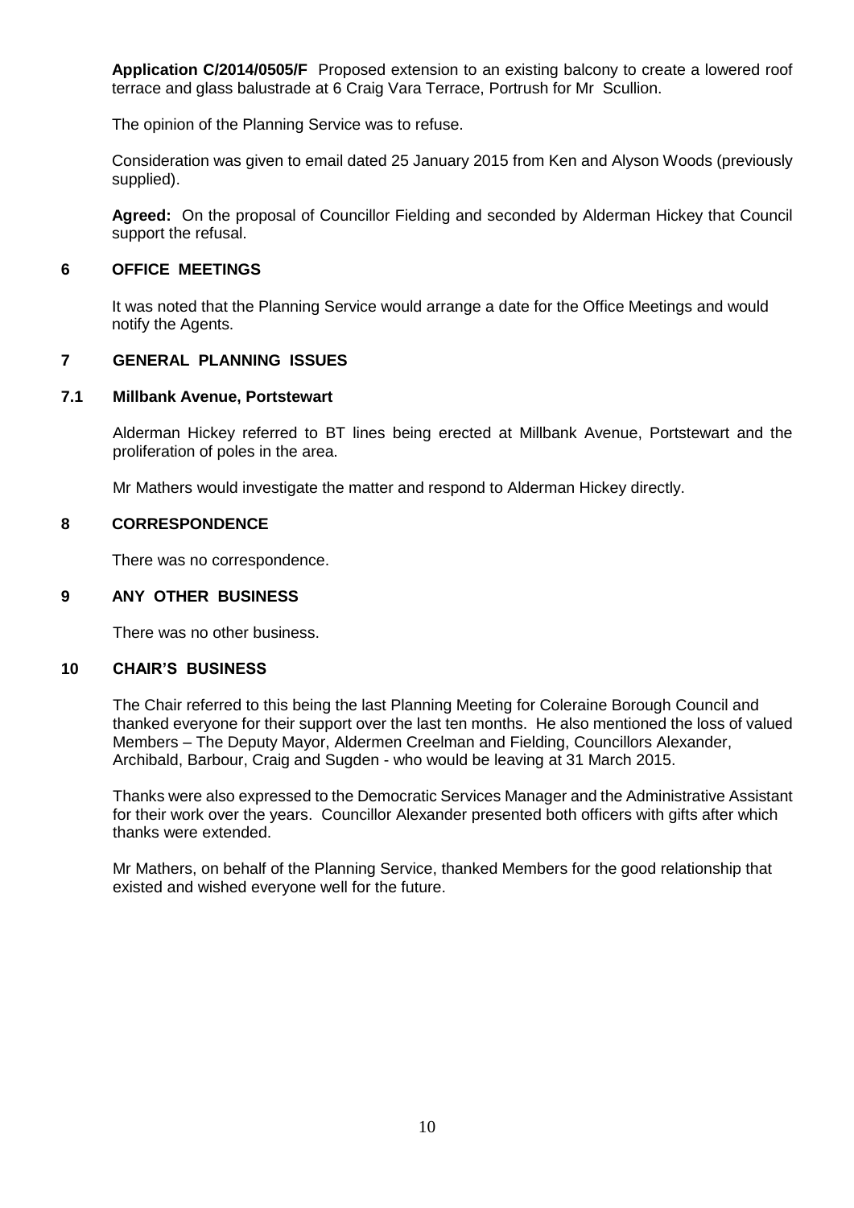**Application C/2014/0505/F** Proposed extension to an existing balcony to create a lowered roof terrace and glass balustrade at 6 Craig Vara Terrace, Portrush for Mr Scullion.

The opinion of the Planning Service was to refuse.

Consideration was given to email dated 25 January 2015 from Ken and Alyson Woods (previously supplied).

**Agreed:** On the proposal of Councillor Fielding and seconded by Alderman Hickey that Council support the refusal.

## 6 OFFICE MEETINGS

It was noted that the Planning Service would arrange a date for the Office Meetings and would notify the Agents.

## 7 GENERAL PLANNING ISSUES

### 7.1 Millbank Avenue, Portstewart

Alderman Hickey referred to BT lines being erected at Millbank Avenue, Portstewart and the proliferation of poles in the area.

Mr Mathers would investigate the matter and respond to Alderman Hickey directly.

## 8 CORRESPONDENCE

There was no correspondence.

## 9 ANY OTHER BUSINESS

There was no other business.

## 10 CHAIR'S BUSINESS

The Chair referred to this being the last Planning Meeting for Coleraine Borough Council and thanked everyone for their support over the last ten months. He also mentioned the loss of valued Members – The Deputy Mayor, Aldermen Creelman and Fielding, Councillors Alexander, Archibald, Barbour, Craig and Sugden - who would be leaving at 31 March 2015.

Thanks were also expressed to the Democratic Services Manager and the Administrative Assistant for their work over the years. Councillor Alexander presented both officers with gifts after which thanks were extended.

Mr Mathers, on behalf of the Planning Service, thanked Members for the good relationship that existed and wished everyone well for the future.